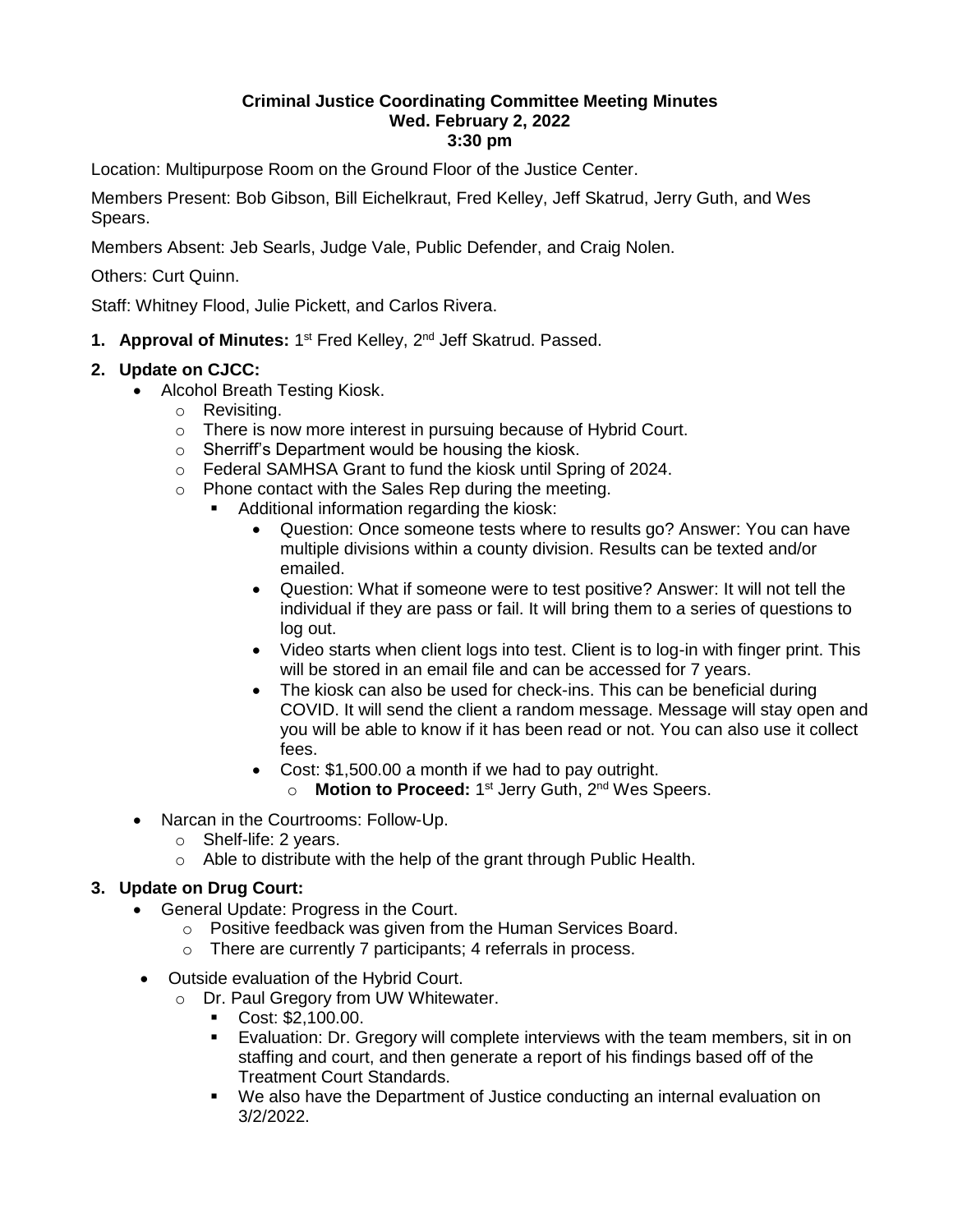**Criminal Justice Coordinating Committee Meeting Minutes**
**Wed. February 2, 2022**
**3:30 pm**

Location: Multipurpose Room on the Ground Floor of the Justice Center.

Members Present: Bob Gibson, Bill Eichelkraut, Fred Kelley, Jeff Skatrud, Jerry Guth, and Wes Spears.

Members Absent: Jeb Searls, Judge Vale, Public Defender, and Craig Nolen.

Others: Curt Quinn.

Staff: Whitney Flood, Julie Pickett, and Carlos Rivera.

1. **Approval of Minutes:** 1st Fred Kelley, 2nd Jeff Skatrud. Passed.
2. **Update on CJCC:**
   - Alcohol Breath Testing Kiosk.
     - Revisiting.
     - There is now more interest in pursuing because of Hybrid Court.
     - Sherriff's Department would be housing the kiosk.
     - Federal SAMHSA Grant to fund the kiosk until Spring of 2024.
     - Phone contact with the Sales Rep during the meeting.
       - Additional information regarding the kiosk:
         - Question: Once someone tests where to results go? Answer: You can have multiple divisions within a county division. Results can be texted and/or emailed.
         - Question: What if someone were to test positive? Answer: It will not tell the individual if they are pass or fail. It will bring them to a series of questions to log out.
         - Video starts when client logs into test. Client is to log-in with finger print. This will be stored in an email file and can be accessed for 7 years.
         - The kiosk can also be used for check-ins. This can be beneficial during COVID. It will send the client a random message. Message will stay open and you will be able to know if it has been read or not. You can also use it collect fees.
         - Cost: $1,500.00 a month if we had to pay outright.
           - **Motion to Proceed:** 1st Jerry Guth, 2nd Wes Speers.
   - Narcan in the Courtrooms: Follow-Up.
     - Shelf-life: 2 years.
     - Able to distribute with the help of the grant through Public Health.
3. **Update on Drug Court:**
   - General Update: Progress in the Court.
     - Positive feedback was given from the Human Services Board.
     - There are currently 7 participants; 4 referrals in process.
   - Outside evaluation of the Hybrid Court.
     - Dr. Paul Gregory from UW Whitewater.
       - Cost: $2,100.00.
       - Evaluation: Dr. Gregory will complete interviews with the team members, sit in on staffing and court, and then generate a report of his findings based off of the Treatment Court Standards.
       - We also have the Department of Justice conducting an internal evaluation on 3/2/2022.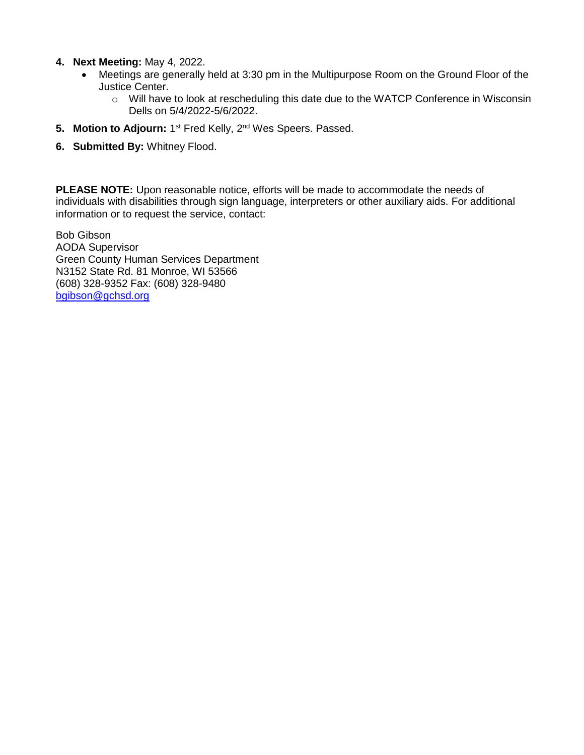4. **Next Meeting:** May 4, 2022.
    - Meetings are generally held at 3:30 pm in the Multipurpose Room on the Ground Floor of the Justice Center.
        - Will have to look at rescheduling this date due to the WATCP Conference in Wisconsin Dells on 5/4/2022-5/6/2022.
5. **Motion to Adjourn:** 1st Fred Kelly, 2nd Wes Speers. Passed.
6. **Submitted By:** Whitney Flood.

**PLEASE NOTE:** Upon reasonable notice, efforts will be made to accommodate the needs of individuals with disabilities through sign language, interpreters or other auxiliary aids. For additional information or to request the service, contact:

Bob Gibson
AODA Supervisor
Green County Human Services Department
N3152 State Rd. 81 Monroe, WI 53566
(608) 328-9352 Fax: (608) 328-9480
bgibson@gchsd.org